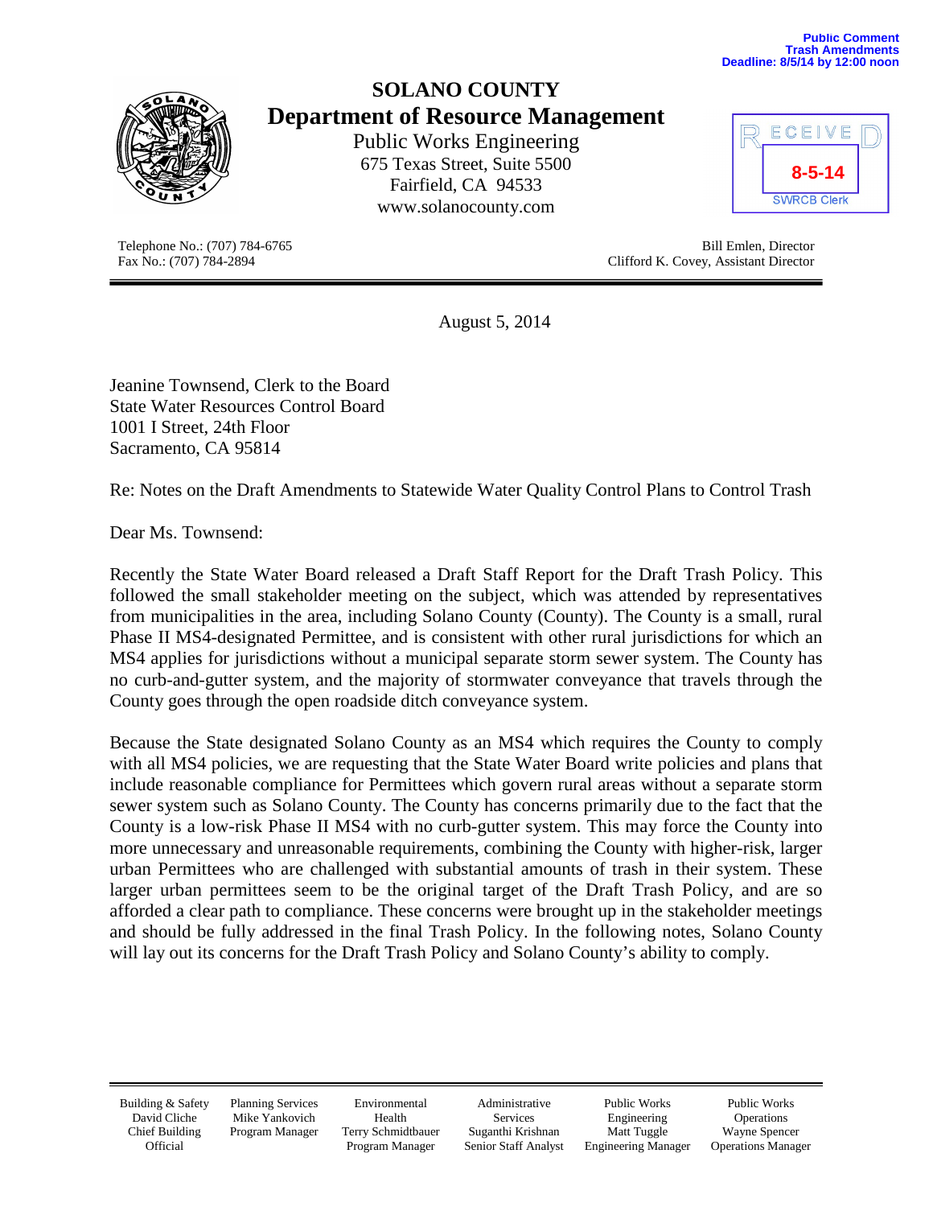**Public Comment**
**Trash Amendments**
**Deadline: 8/5/14 by 12:00 noon**

# SOLANO COUNTY
## Department of Resource Management

Public Works Engineering
675 Texas Street, Suite 5500
Fairfield, CA 94533
www.solanocounty.com

RECEIVED
8-5-14
SWRCB Clerk

Telephone No.: (707) 784-6765
Fax No.: (707) 784-2894

Bill Emlen, Director
Clifford K. Covey, Assistant Director

---

August 5, 2014

Jeanine Townsend, Clerk to the Board
State Water Resources Control Board
1001 I Street, 24th Floor
Sacramento, CA 95814

Re: Notes on the Draft Amendments to Statewide Water Quality Control Plans to Control Trash

Dear Ms. Townsend:

Recently the State Water Board released a Draft Staff Report for the Draft Trash Policy. This followed the small stakeholder meeting on the subject, which was attended by representatives from municipalities in the area, including Solano County (County). The County is a small, rural Phase II MS4-designated Permittee, and is consistent with other rural jurisdictions for which an MS4 applies for jurisdictions without a municipal separate storm sewer system. The County has no curb-and-gutter system, and the majority of stormwater conveyance that travels through the County goes through the open roadside ditch conveyance system.

Because the State designated Solano County as an MS4 which requires the County to comply with all MS4 policies, we are requesting that the State Water Board write policies and plans that include reasonable compliance for Permittees which govern rural areas without a separate storm sewer system such as Solano County. The County has concerns primarily due to the fact that the County is a low-risk Phase II MS4 with no curb-gutter system. This may force the County into more unnecessary and unreasonable requirements, combining the County with higher-risk, larger urban Permittees who are challenged with substantial amounts of trash in their system. These larger urban permittees seem to be the original target of the Draft Trash Policy, and are so afforded a clear path to compliance. These concerns were brought up in the stakeholder meetings and should be fully addressed in the final Trash Policy. In the following notes, Solano County will lay out its concerns for the Draft Trash Policy and Solano County's ability to comply.

---

| Building & Safety | Planning Services | Environmental Health | Administrative Services | Public Works Engineering | Public Works Operations |
|---|---|---|---|---|---|
| David Cliche | Mike Yankovich | Terry Schmidtbauer | Suganthi Krishnan | Matt Tuggle | Wayne Spencer |
| Chief Building Official | Program Manager | Program Manager | Senior Staff Analyst | Engineering Manager | Operations Manager |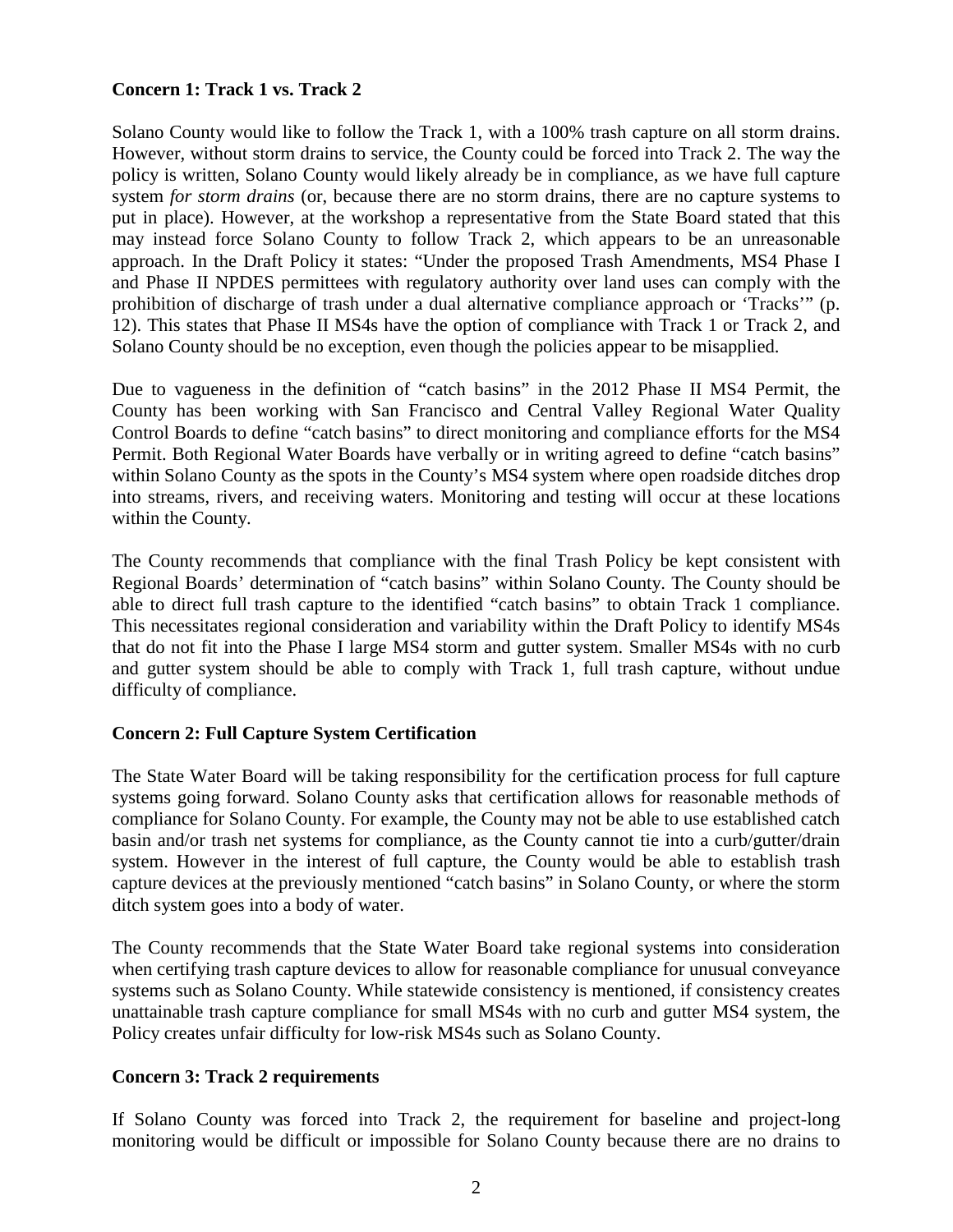**Concern 1: Track 1 vs. Track 2**

Solano County would like to follow the Track 1, with a 100% trash capture on all storm drains. However, without storm drains to service, the County could be forced into Track 2. The way the policy is written, Solano County would likely already be in compliance, as we have full capture system *for storm drains* (or, because there are no storm drains, there are no capture systems to put in place). However, at the workshop a representative from the State Board stated that this may instead force Solano County to follow Track 2, which appears to be an unreasonable approach. In the Draft Policy it states: "Under the proposed Trash Amendments, MS4 Phase I and Phase II NPDES permittees with regulatory authority over land uses can comply with the prohibition of discharge of trash under a dual alternative compliance approach or 'Tracks'" (p. 12). This states that Phase II MS4s have the option of compliance with Track 1 or Track 2, and Solano County should be no exception, even though the policies appear to be misapplied.

Due to vagueness in the definition of "catch basins" in the 2012 Phase II MS4 Permit, the County has been working with San Francisco and Central Valley Regional Water Quality Control Boards to define "catch basins" to direct monitoring and compliance efforts for the MS4 Permit. Both Regional Water Boards have verbally or in writing agreed to define "catch basins" within Solano County as the spots in the County's MS4 system where open roadside ditches drop into streams, rivers, and receiving waters. Monitoring and testing will occur at these locations within the County.

The County recommends that compliance with the final Trash Policy be kept consistent with Regional Boards' determination of "catch basins" within Solano County. The County should be able to direct full trash capture to the identified "catch basins" to obtain Track 1 compliance. This necessitates regional consideration and variability within the Draft Policy to identify MS4s that do not fit into the Phase I large MS4 storm and gutter system. Smaller MS4s with no curb and gutter system should be able to comply with Track 1, full trash capture, without undue difficulty of compliance.

**Concern 2: Full Capture System Certification**

The State Water Board will be taking responsibility for the certification process for full capture systems going forward. Solano County asks that certification allows for reasonable methods of compliance for Solano County. For example, the County may not be able to use established catch basin and/or trash net systems for compliance, as the County cannot tie into a curb/gutter/drain system. However in the interest of full capture, the County would be able to establish trash capture devices at the previously mentioned "catch basins" in Solano County, or where the storm ditch system goes into a body of water.

The County recommends that the State Water Board take regional systems into consideration when certifying trash capture devices to allow for reasonable compliance for unusual conveyance systems such as Solano County. While statewide consistency is mentioned, if consistency creates unattainable trash capture compliance for small MS4s with no curb and gutter MS4 system, the Policy creates unfair difficulty for low-risk MS4s such as Solano County.

**Concern 3: Track 2 requirements**

If Solano County was forced into Track 2, the requirement for baseline and project-long monitoring would be difficult or impossible for Solano County because there are no drains to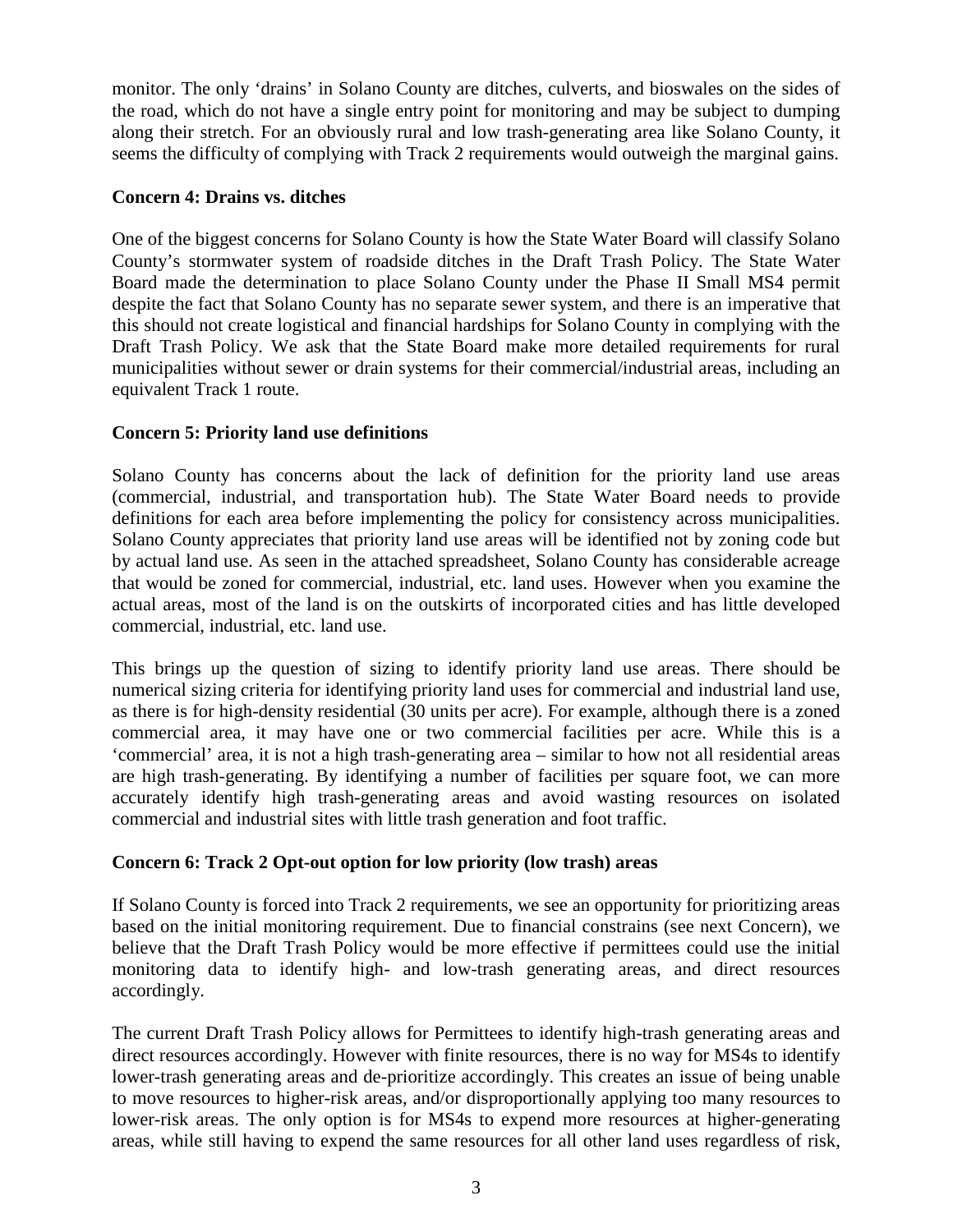monitor. The only 'drains' in Solano County are ditches, culverts, and bioswales on the sides of the road, which do not have a single entry point for monitoring and may be subject to dumping along their stretch. For an obviously rural and low trash-generating area like Solano County, it seems the difficulty of complying with Track 2 requirements would outweigh the marginal gains.

**Concern 4: Drains vs. ditches**

One of the biggest concerns for Solano County is how the State Water Board will classify Solano County's stormwater system of roadside ditches in the Draft Trash Policy. The State Water Board made the determination to place Solano County under the Phase II Small MS4 permit despite the fact that Solano County has no separate sewer system, and there is an imperative that this should not create logistical and financial hardships for Solano County in complying with the Draft Trash Policy. We ask that the State Board make more detailed requirements for rural municipalities without sewer or drain systems for their commercial/industrial areas, including an equivalent Track 1 route.

**Concern 5: Priority land use definitions**

Solano County has concerns about the lack of definition for the priority land use areas (commercial, industrial, and transportation hub). The State Water Board needs to provide definitions for each area before implementing the policy for consistency across municipalities. Solano County appreciates that priority land use areas will be identified not by zoning code but by actual land use. As seen in the attached spreadsheet, Solano County has considerable acreage that would be zoned for commercial, industrial, etc. land uses. However when you examine the actual areas, most of the land is on the outskirts of incorporated cities and has little developed commercial, industrial, etc. land use.

This brings up the question of sizing to identify priority land use areas. There should be numerical sizing criteria for identifying priority land uses for commercial and industrial land use, as there is for high-density residential (30 units per acre). For example, although there is a zoned commercial area, it may have one or two commercial facilities per acre. While this is a 'commercial' area, it is not a high trash-generating area – similar to how not all residential areas are high trash-generating. By identifying a number of facilities per square foot, we can more accurately identify high trash-generating areas and avoid wasting resources on isolated commercial and industrial sites with little trash generation and foot traffic.

**Concern 6: Track 2 Opt-out option for low priority (low trash) areas**

If Solano County is forced into Track 2 requirements, we see an opportunity for prioritizing areas based on the initial monitoring requirement. Due to financial constrains (see next Concern), we believe that the Draft Trash Policy would be more effective if permittees could use the initial monitoring data to identify high- and low-trash generating areas, and direct resources accordingly.

The current Draft Trash Policy allows for Permittees to identify high-trash generating areas and direct resources accordingly. However with finite resources, there is no way for MS4s to identify lower-trash generating areas and de-prioritize accordingly. This creates an issue of being unable to move resources to higher-risk areas, and/or disproportionally applying too many resources to lower-risk areas. The only option is for MS4s to expend more resources at higher-generating areas, while still having to expend the same resources for all other land uses regardless of risk,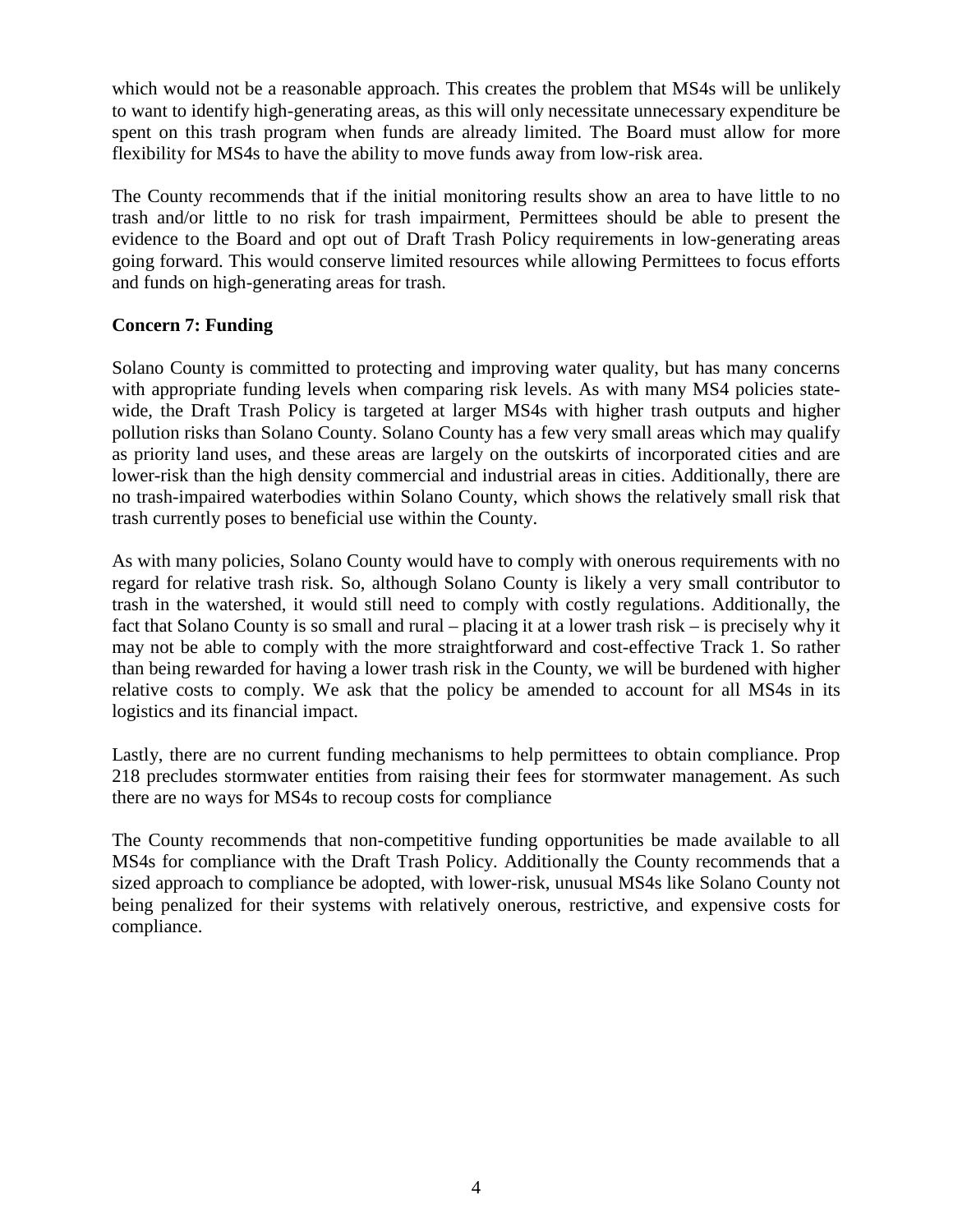which would not be a reasonable approach. This creates the problem that MS4s will be unlikely to want to identify high-generating areas, as this will only necessitate unnecessary expenditure be spent on this trash program when funds are already limited. The Board must allow for more flexibility for MS4s to have the ability to move funds away from low-risk area.

The County recommends that if the initial monitoring results show an area to have little to no trash and/or little to no risk for trash impairment, Permittees should be able to present the evidence to the Board and opt out of Draft Trash Policy requirements in low-generating areas going forward. This would conserve limited resources while allowing Permittees to focus efforts and funds on high-generating areas for trash.

**Concern 7: Funding**

Solano County is committed to protecting and improving water quality, but has many concerns with appropriate funding levels when comparing risk levels. As with many MS4 policies state-wide, the Draft Trash Policy is targeted at larger MS4s with higher trash outputs and higher pollution risks than Solano County. Solano County has a few very small areas which may qualify as priority land uses, and these areas are largely on the outskirts of incorporated cities and are lower-risk than the high density commercial and industrial areas in cities. Additionally, there are no trash-impaired waterbodies within Solano County, which shows the relatively small risk that trash currently poses to beneficial use within the County.

As with many policies, Solano County would have to comply with onerous requirements with no regard for relative trash risk. So, although Solano County is likely a very small contributor to trash in the watershed, it would still need to comply with costly regulations. Additionally, the fact that Solano County is so small and rural – placing it at a lower trash risk – is precisely why it may not be able to comply with the more straightforward and cost-effective Track 1. So rather than being rewarded for having a lower trash risk in the County, we will be burdened with higher relative costs to comply. We ask that the policy be amended to account for all MS4s in its logistics and its financial impact.

Lastly, there are no current funding mechanisms to help permittees to obtain compliance. Prop 218 precludes stormwater entities from raising their fees for stormwater management. As such there are no ways for MS4s to recoup costs for compliance

The County recommends that non-competitive funding opportunities be made available to all MS4s for compliance with the Draft Trash Policy. Additionally the County recommends that a sized approach to compliance be adopted, with lower-risk, unusual MS4s like Solano County not being penalized for their systems with relatively onerous, restrictive, and expensive costs for compliance.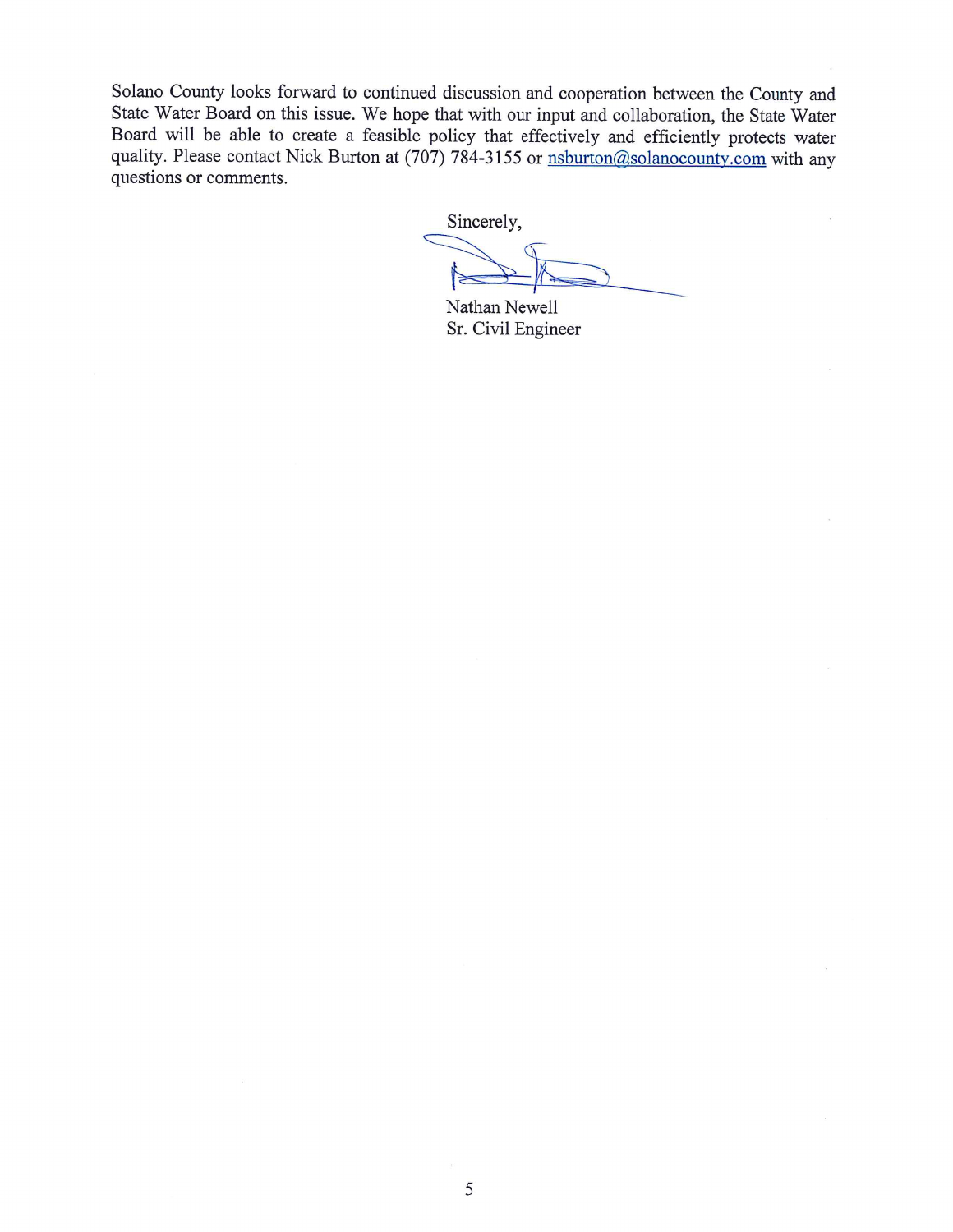Solano County looks forward to continued discussion and cooperation between the County and State Water Board on this issue. We hope that with our input and collaboration, the State Water Board will be able to create a feasible policy that effectively and efficiently protects water quality. Please contact Nick Burton at (707) 784-3155 or nsburton@solanocounty.com with any questions or comments.

Sincerely,

Nathan Newell
Sr. Civil Engineer